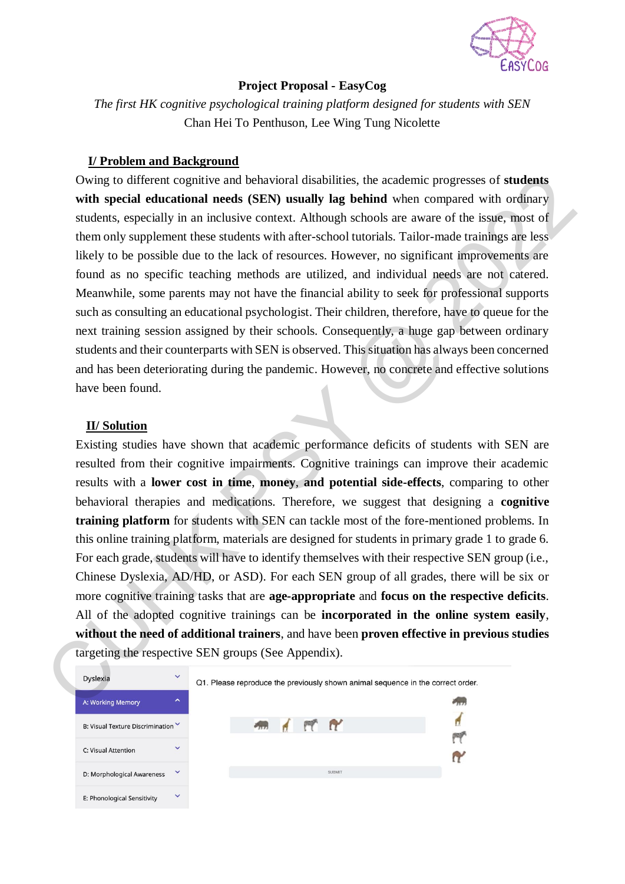**Project Proposal - EasyCog**

*The first HK cognitive psychological training platform designed for students with SEN*

Chan Hei To Penthuson, Lee Wing Tung Nicolette

## I/ Problem and Background

Owing to different cognitive and behavioral disabilities, the academic progresses of **students with special educational needs (SEN) usually lag behind** when compared with ordinary students, especially in an inclusive context. Although schools are aware of the issue, most of them only supplement these students with after-school tutorials. Tailor-made trainings are less likely to be possible due to the lack of resources. However, no significant improvements are found as no specific teaching methods are utilized, and individual needs are not catered. Meanwhile, some parents may not have the financial ability to seek for professional supports such as consulting an educational psychologist. Their children, therefore, have to queue for the next training session assigned by their schools. Consequently, a huge gap between ordinary students and their counterparts with SEN is observed. This situation has always been concerned and has been deteriorating during the pandemic. However, no concrete and effective solutions have been found.

## II/ Solution

Existing studies have shown that academic performance deficits of students with SEN are resulted from their cognitive impairments. Cognitive trainings can improve their academic results with a **lower cost in time**, **money**, **and potential side-effects**, comparing to other behavioral therapies and medications. Therefore, we suggest that designing a **cognitive training platform** for students with SEN can tackle most of the fore-mentioned problems. In this online training platform, materials are designed for students in primary grade 1 to grade 6. For each grade, students will have to identify themselves with their respective SEN group (i.e., Chinese Dyslexia, AD/HD, or ASD). For each SEN group of all grades, there will be six or more cognitive training tasks that are **age-appropriate** and **focus on the respective deficits**. All of the adopted cognitive trainings can be **incorporated in the online system easily**, **without the need of additional trainers**, and have been **proven effective in previous studies** targeting the respective SEN groups (See Appendix).

Dyslexia
A: Working Memory
B: Visual Texture Discrimination
C: Visual Attention
D: Morphological Awareness
E: Phonological Sensitivity

Q1. Please reproduce the previously shown animal sequence in the correct order.

SUBMIT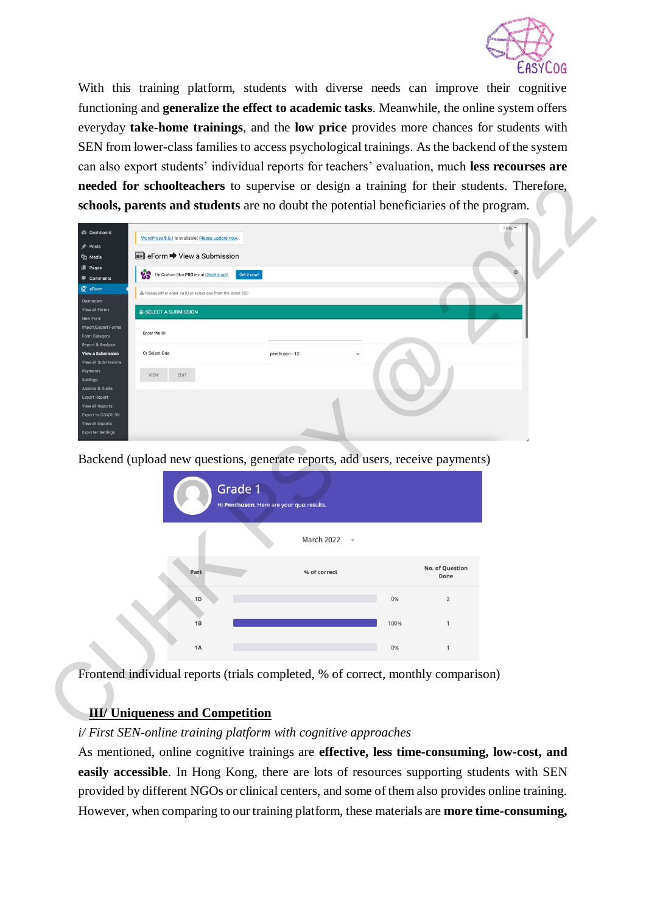With this training platform, students with diverse needs can improve their cognitive functioning and **generalize the effect to academic tasks**. Meanwhile, the online system offers everyday **take-home trainings**, and the **low price** provides more chances for students with SEN from lower-class families to access psychological trainings. As the backend of the system can also export students' individual reports for teachers' evaluation, much **less recourses are needed for schoolteachers** to supervise or design a training for their students. Therefore, **schools, parents and students** are no doubt the potential beneficiaries of the program.

Backend (upload new questions, generate reports, add users, receive payments)

Frontend individual reports (trials completed, % of correct, monthly comparison)

## III/ Uniqueness and Competition

*i/ First SEN-online training platform with cognitive approaches*

As mentioned, online cognitive trainings are **effective, less time-consuming, low-cost, and easily accessible**. In Hong Kong, there are lots of resources supporting students with SEN provided by different NGOs or clinical centers, and some of them also provides online training. However, when comparing to our training platform, these materials are **more time-consuming,**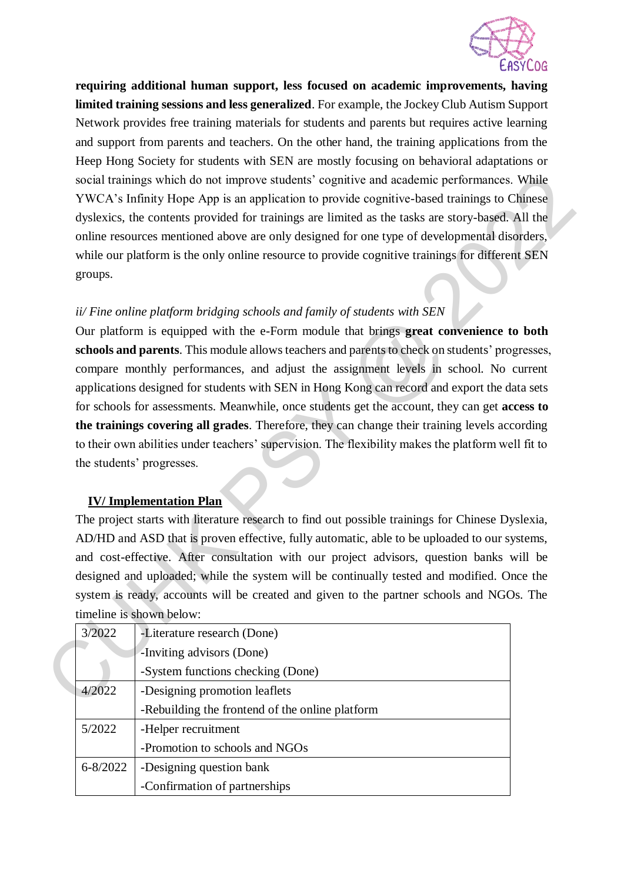**requiring additional human support, less focused on academic improvements, having limited training sessions and less generalized**. For example, the Jockey Club Autism Support Network provides free training materials for students and parents but requires active learning and support from parents and teachers. On the other hand, the training applications from the Heep Hong Society for students with SEN are mostly focusing on behavioral adaptations or social trainings which do not improve students' cognitive and academic performances. While YWCA's Infinity Hope App is an application to provide cognitive-based trainings to Chinese dyslexics, the contents provided for trainings are limited as the tasks are story-based. All the online resources mentioned above are only designed for one type of developmental disorders, while our platform is the only online resource to provide cognitive trainings for different SEN groups.

*ii/ Fine online platform bridging schools and family of students with SEN*

Our platform is equipped with the e-Form module that brings **great convenience to both schools and parents**. This module allows teachers and parents to check on students' progresses, compare monthly performances, and adjust the assignment levels in school. No current applications designed for students with SEN in Hong Kong can record and export the data sets for schools for assessments. Meanwhile, once students get the account, they can get **access to the trainings covering all grades**. Therefore, they can change their training levels according to their own abilities under teachers' supervision. The flexibility makes the platform well fit to the students' progresses.

## IV/ Implementation Plan

The project starts with literature research to find out possible trainings for Chinese Dyslexia, AD/HD and ASD that is proven effective, fully automatic, able to be uploaded to our systems, and cost-effective. After consultation with our project advisors, question banks will be designed and uploaded; while the system will be continually tested and modified. Once the system is ready, accounts will be created and given to the partner schools and NGOs. The timeline is shown below:

| Date | Tasks |
|---|---|
| 3/2022 | -Literature research (Done)<br>-Inviting advisors (Done)<br>-System functions checking (Done) |
| 4/2022 | -Designing promotion leaflets<br>-Rebuilding the frontend of the online platform |
| 5/2022 | -Helper recruitment<br>-Promotion to schools and NGOs |
| 6-8/2022 | -Designing question bank<br>-Confirmation of partnerships |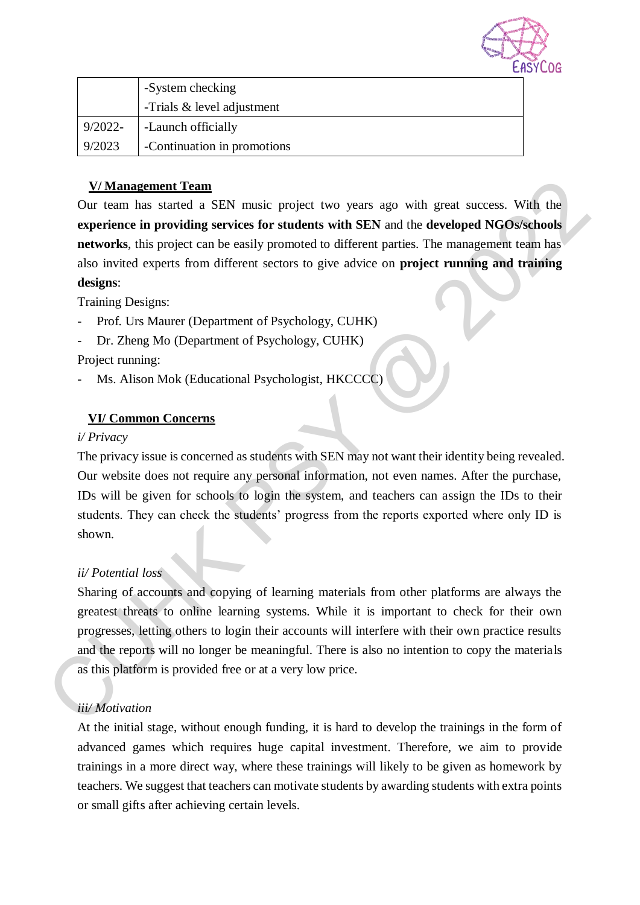| | |
|---|---|
| | -System checking<br>-Trials & level adjustment |
| 9/2022-<br>9/2023 | -Launch officially<br>-Continuation in promotions |

## V/ Management Team

Our team has started a SEN music project two years ago with great success. With the **experience in providing services for students with SEN** and the **developed NGOs/schools networks**, this project can be easily promoted to different parties. The management team has also invited experts from different sectors to give advice on **project running and training designs**:

Training Designs:

- Prof. Urs Maurer (Department of Psychology, CUHK)
- Dr. Zheng Mo (Department of Psychology, CUHK)

Project running:

- Ms. Alison Mok (Educational Psychologist, HKCCCC)

## VI/ Common Concerns

*i/ Privacy*

The privacy issue is concerned as students with SEN may not want their identity being revealed. Our website does not require any personal information, not even names. After the purchase, IDs will be given for schools to login the system, and teachers can assign the IDs to their students. They can check the students' progress from the reports exported where only ID is shown.

*ii/ Potential loss*

Sharing of accounts and copying of learning materials from other platforms are always the greatest threats to online learning systems. While it is important to check for their own progresses, letting others to login their accounts will interfere with their own practice results and the reports will no longer be meaningful. There is also no intention to copy the materials as this platform is provided free or at a very low price.

*iii/ Motivation*

At the initial stage, without enough funding, it is hard to develop the trainings in the form of advanced games which requires huge capital investment. Therefore, we aim to provide trainings in a more direct way, where these trainings will likely to be given as homework by teachers. We suggest that teachers can motivate students by awarding students with extra points or small gifts after achieving certain levels.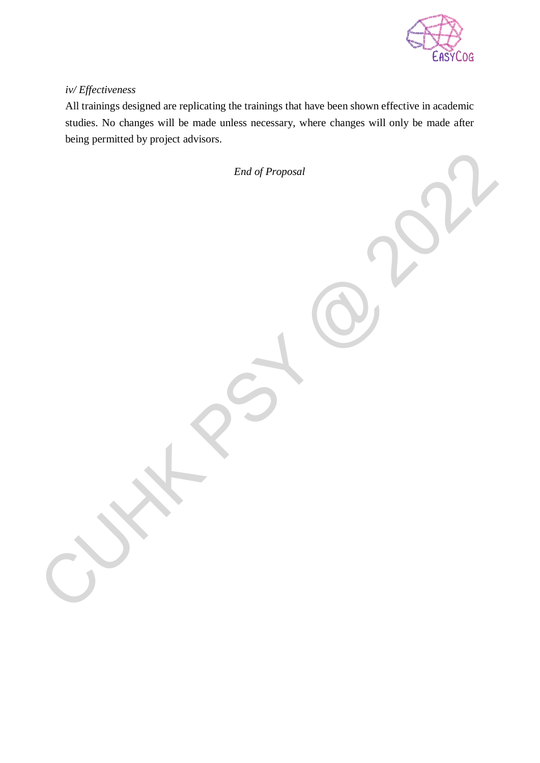*iv/ Effectiveness*

All trainings designed are replicating the trainings that have been shown effective in academic studies. No changes will be made unless necessary, where changes will only be made after being permitted by project advisors.

*End of Proposal*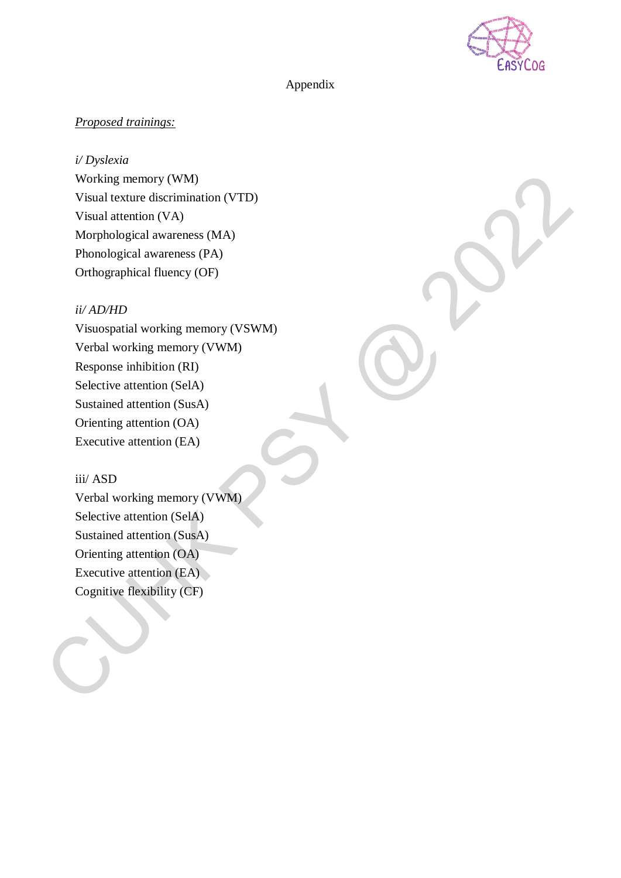# Appendix

*Proposed trainings:*

*i/ Dyslexia*

Working memory (WM)
Visual texture discrimination (VTD)
Visual attention (VA)
Morphological awareness (MA)
Phonological awareness (PA)
Orthographical fluency (OF)

*ii/ AD/HD*

Visuospatial working memory (VSWM)
Verbal working memory (VWM)
Response inhibition (RI)
Selective attention (SelA)
Sustained attention (SusA)
Orienting attention (OA)
Executive attention (EA)

iii/ ASD

Verbal working memory (VWM)
Selective attention (SelA)
Sustained attention (SusA)
Orienting attention (OA)
Executive attention (EA)
Cognitive flexibility (CF)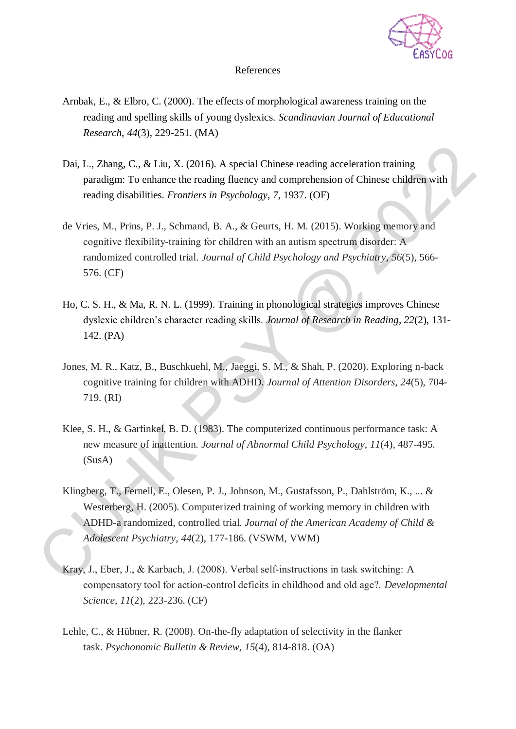# References

Arnbak, E., & Elbro, C. (2000). The effects of morphological awareness training on the reading and spelling skills of young dyslexics. *Scandinavian Journal of Educational Research*, *44*(3), 229-251. (MA)

Dai, L., Zhang, C., & Liu, X. (2016). A special Chinese reading acceleration training paradigm: To enhance the reading fluency and comprehension of Chinese children with reading disabilities. *Frontiers in Psychology*, *7*, 1937. (OF)

de Vries, M., Prins, P. J., Schmand, B. A., & Geurts, H. M. (2015). Working memory and cognitive flexibility-training for children with an autism spectrum disorder: A randomized controlled trial. *Journal of Child Psychology and Psychiatry*, *56*(5), 566-576. (CF)

Ho, C. S. H., & Ma, R. N. L. (1999). Training in phonological strategies improves Chinese dyslexic children's character reading skills. *Journal of Research in Reading*, *22*(2), 131-142. (PA)

Jones, M. R., Katz, B., Buschkuehl, M., Jaeggi, S. M., & Shah, P. (2020). Exploring n-back cognitive training for children with ADHD. *Journal of Attention Disorders*, *24*(5), 704-719. (RI)

Klee, S. H., & Garfinkel, B. D. (1983). The computerized continuous performance task: A new measure of inattention. *Journal of Abnormal Child Psychology*, *11*(4), 487-495. (SusA)

Klingberg, T., Fernell, E., Olesen, P. J., Johnson, M., Gustafsson, P., Dahlström, K., ... & Westerberg, H. (2005). Computerized training of working memory in children with ADHD-a randomized, controlled trial. *Journal of the American Academy of Child & Adolescent Psychiatry*, *44*(2), 177-186. (VSWM, VWM)

Kray, J., Eber, J., & Karbach, J. (2008). Verbal self-instructions in task switching: A compensatory tool for action-control deficits in childhood and old age?. *Developmental Science*, *11*(2), 223-236. (CF)

Lehle, C., & Hübner, R. (2008). On-the-fly adaptation of selectivity in the flanker task. *Psychonomic Bulletin & Review*, *15*(4), 814-818. (OA)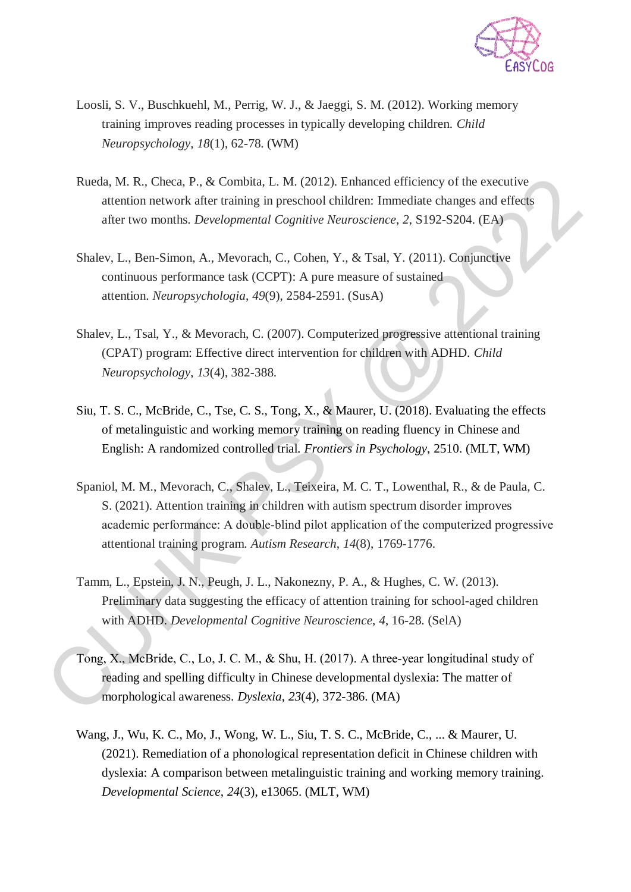Loosli, S. V., Buschkuehl, M., Perrig, W. J., & Jaeggi, S. M. (2012). Working memory training improves reading processes in typically developing children. *Child Neuropsychology*, *18*(1), 62-78. (WM)

Rueda, M. R., Checa, P., & Combita, L. M. (2012). Enhanced efficiency of the executive attention network after training in preschool children: Immediate changes and effects after two months. *Developmental Cognitive Neuroscience*, *2*, S192-S204. (EA)

Shalev, L., Ben-Simon, A., Mevorach, C., Cohen, Y., & Tsal, Y. (2011). Conjunctive continuous performance task (CCPT): A pure measure of sustained attention. *Neuropsychologia*, *49*(9), 2584-2591. (SusA)

Shalev, L., Tsal, Y., & Mevorach, C. (2007). Computerized progressive attentional training (CPAT) program: Effective direct intervention for children with ADHD. *Child Neuropsychology*, *13*(4), 382-388.

Siu, T. S. C., McBride, C., Tse, C. S., Tong, X., & Maurer, U. (2018). Evaluating the effects of metalinguistic and working memory training on reading fluency in Chinese and English: A randomized controlled trial. *Frontiers in Psychology*, 2510. (MLT, WM)

Spaniol, M. M., Mevorach, C., Shalev, L., Teixeira, M. C. T., Lowenthal, R., & de Paula, C. S. (2021). Attention training in children with autism spectrum disorder improves academic performance: A double-blind pilot application of the computerized progressive attentional training program. *Autism Research*, *14*(8), 1769-1776.

Tamm, L., Epstein, J. N., Peugh, J. L., Nakonezny, P. A., & Hughes, C. W. (2013). Preliminary data suggesting the efficacy of attention training for school-aged children with ADHD. *Developmental Cognitive Neuroscience*, *4*, 16-28. (SelA)

Tong, X., McBride, C., Lo, J. C. M., & Shu, H. (2017). A three-year longitudinal study of reading and spelling difficulty in Chinese developmental dyslexia: The matter of morphological awareness. *Dyslexia*, *23*(4), 372-386. (MA)

Wang, J., Wu, K. C., Mo, J., Wong, W. L., Siu, T. S. C., McBride, C., ... & Maurer, U. (2021). Remediation of a phonological representation deficit in Chinese children with dyslexia: A comparison between metalinguistic training and working memory training. *Developmental Science*, *24*(3), e13065. (MLT, WM)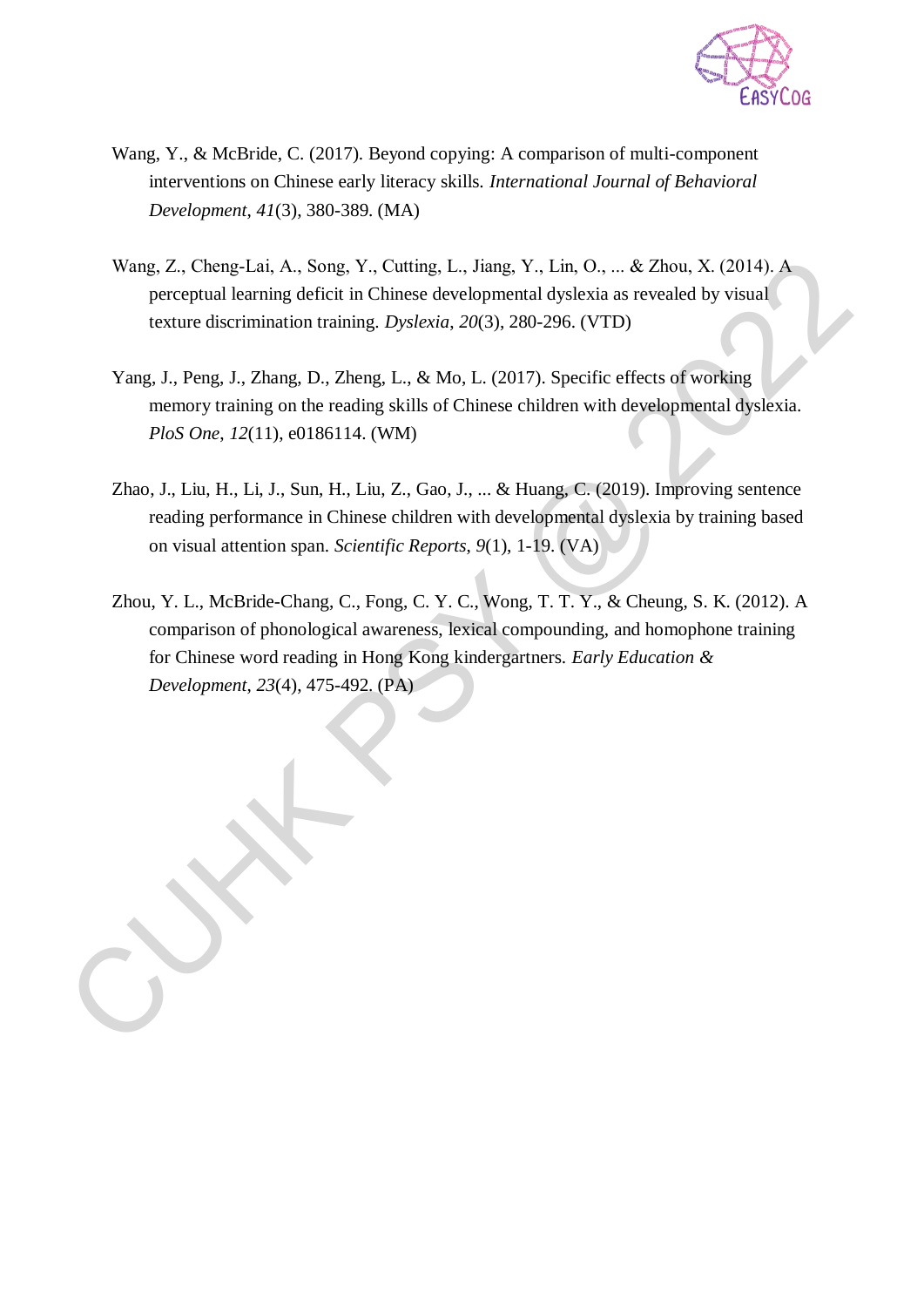Wang, Y., & McBride, C. (2017). Beyond copying: A comparison of multi-component interventions on Chinese early literacy skills. *International Journal of Behavioral Development*, *41*(3), 380-389. (MA)

Wang, Z., Cheng-Lai, A., Song, Y., Cutting, L., Jiang, Y., Lin, O., ... & Zhou, X. (2014). A perceptual learning deficit in Chinese developmental dyslexia as revealed by visual texture discrimination training. *Dyslexia*, *20*(3), 280-296. (VTD)

Yang, J., Peng, J., Zhang, D., Zheng, L., & Mo, L. (2017). Specific effects of working memory training on the reading skills of Chinese children with developmental dyslexia. *PloS One*, *12*(11), e0186114. (WM)

Zhao, J., Liu, H., Li, J., Sun, H., Liu, Z., Gao, J., ... & Huang, C. (2019). Improving sentence reading performance in Chinese children with developmental dyslexia by training based on visual attention span. *Scientific Reports*, *9*(1), 1-19. (VA)

Zhou, Y. L., McBride-Chang, C., Fong, C. Y. C., Wong, T. T. Y., & Cheung, S. K. (2012). A comparison of phonological awareness, lexical compounding, and homophone training for Chinese word reading in Hong Kong kindergartners. *Early Education & Development*, *23*(4), 475-492. (PA)